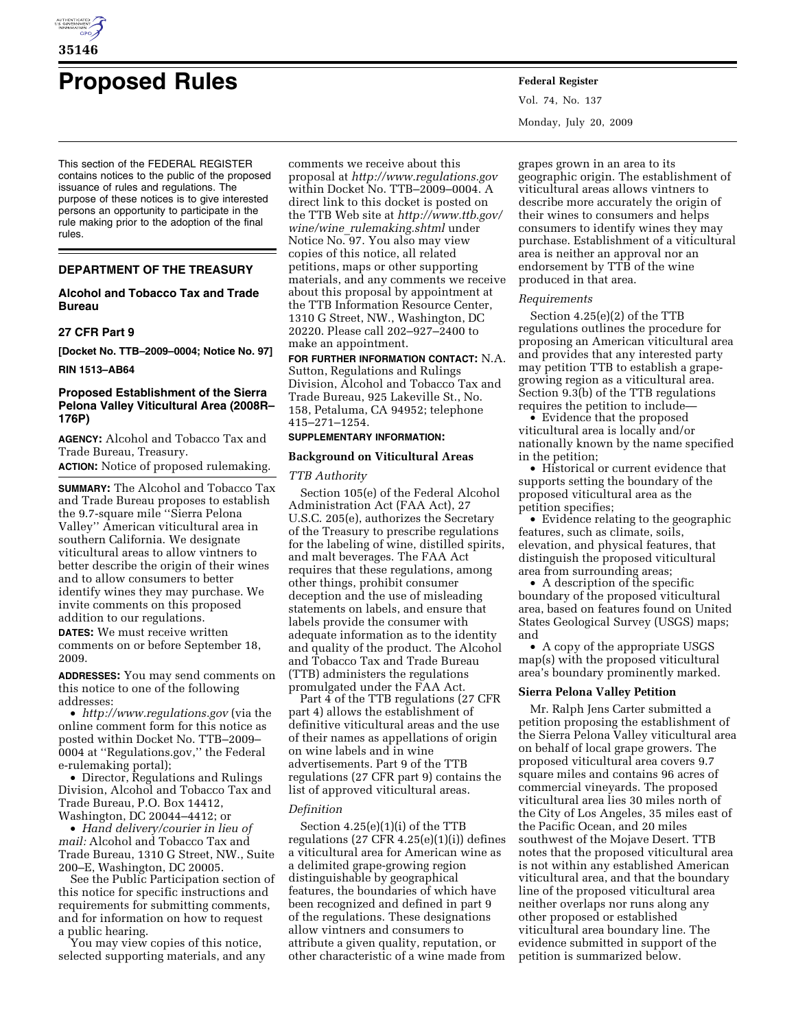# Proposed Rules

This section of the FEDERAL REGISTER contains notices to the public of the proposed issuance of rules and regulations. The purpose of these notices is to give interested persons an opportunity to participate in the rule making prior to the adoption of the final rules.

## DEPARTMENT OF THE TREASURY

### Alcohol and Tobacco Tax and Trade Bureau

### 27 CFR Part 9

**[Docket No. TTB–2009–0004; Notice No. 97]**

**RIN 1513–AB64**

### Proposed Establishment of the Sierra Pelona Valley Viticultural Area (2008R–176P)

**AGENCY:** Alcohol and Tobacco Tax and Trade Bureau, Treasury.

**ACTION:** Notice of proposed rulemaking.

**SUMMARY:** The Alcohol and Tobacco Tax and Trade Bureau proposes to establish the 9.7-square mile "Sierra Pelona Valley" American viticultural area in southern California. We designate viticultural areas to allow vintners to better describe the origin of their wines and to allow consumers to better identify wines they may purchase. We invite comments on this proposed addition to our regulations.

**DATES:** We must receive written comments on or before September 18, 2009.

**ADDRESSES:** You may send comments on this notice to one of the following addresses:

- *http://www.regulations.gov* (via the online comment form for this notice as posted within Docket No. TTB–2009–0004 at "Regulations.gov," the Federal e-rulemaking portal);
- Director, Regulations and Rulings Division, Alcohol and Tobacco Tax and Trade Bureau, P.O. Box 14412, Washington, DC 20044–4412; or
- *Hand delivery/courier in lieu of mail:* Alcohol and Tobacco Tax and Trade Bureau, 1310 G Street, NW., Suite 200–E, Washington, DC 20005.

See the Public Participation section of this notice for specific instructions and requirements for submitting comments, and for information on how to request a public hearing.

You may view copies of this notice, selected supporting materials, and any comments we receive about this proposal at *http://www.regulations.gov* within Docket No. TTB–2009–0004. A direct link to this docket is posted on the TTB Web site at *http://www.ttb.gov/wine/wine_rulemaking.shtml* under Notice No. 97. You also may view copies of this notice, all related petitions, maps or other supporting materials, and any comments we receive about this proposal by appointment at the TTB Information Resource Center, 1310 G Street, NW., Washington, DC 20220. Please call 202–927–2400 to make an appointment.

**FOR FURTHER INFORMATION CONTACT:** N.A. Sutton, Regulations and Rulings Division, Alcohol and Tobacco Tax and Trade Bureau, 925 Lakeville St., No. 158, Petaluma, CA 94952; telephone 415–271–1254.

**SUPPLEMENTARY INFORMATION:**

#### Background on Viticultural Areas

*TTB Authority*

Section 105(e) of the Federal Alcohol Administration Act (FAA Act), 27 U.S.C. 205(e), authorizes the Secretary of the Treasury to prescribe regulations for the labeling of wine, distilled spirits, and malt beverages. The FAA Act requires that these regulations, among other things, prohibit consumer deception and the use of misleading statements on labels, and ensure that labels provide the consumer with adequate information as to the identity and quality of the product. The Alcohol and Tobacco Tax and Trade Bureau (TTB) administers the regulations promulgated under the FAA Act.

Part 4 of the TTB regulations (27 CFR part 4) allows the establishment of definitive viticultural areas and the use of their names as appellations of origin on wine labels and in wine advertisements. Part 9 of the TTB regulations (27 CFR part 9) contains the list of approved viticultural areas.

*Definition*

Section 4.25(e)(1)(i) of the TTB regulations (27 CFR 4.25(e)(1)(i)) defines a viticultural area for American wine as a delimited grape-growing region distinguishable by geographical features, the boundaries of which have been recognized and defined in part 9 of the regulations. These designations allow vintners and consumers to attribute a given quality, reputation, or other characteristic of a wine made from grapes grown in an area to its geographic origin. The establishment of viticultural areas allows vintners to describe more accurately the origin of their wines to consumers and helps consumers to identify wines they may purchase. Establishment of a viticultural area is neither an approval nor an endorsement by TTB of the wine produced in that area.

*Requirements*

Section 4.25(e)(2) of the TTB regulations outlines the procedure for proposing an American viticultural area and provides that any interested party may petition TTB to establish a grape-growing region as a viticultural area. Section 9.3(b) of the TTB regulations requires the petition to include—

- Evidence that the proposed viticultural area is locally and/or nationally known by the name specified in the petition;
- Historical or current evidence that supports setting the boundary of the proposed viticultural area as the petition specifies;
- Evidence relating to the geographic features, such as climate, soils, elevation, and physical features, that distinguish the proposed viticultural area from surrounding areas;
- A description of the specific boundary of the proposed viticultural area, based on features found on United States Geological Survey (USGS) maps; and
- A copy of the appropriate USGS map(s) with the proposed viticultural area's boundary prominently marked.

#### Sierra Pelona Valley Petition

Mr. Ralph Jens Carter submitted a petition proposing the establishment of the Sierra Pelona Valley viticultural area on behalf of local grape growers. The proposed viticultural area covers 9.7 square miles and contains 96 acres of commercial vineyards. The proposed viticultural area lies 30 miles north of the City of Los Angeles, 35 miles east of the Pacific Ocean, and 20 miles southwest of the Mojave Desert. TTB notes that the proposed viticultural area is not within any established American viticultural area, and that the boundary line of the proposed viticultural area neither overlaps nor runs along any other proposed or established viticultural area boundary line. The evidence submitted in support of the petition is summarized below.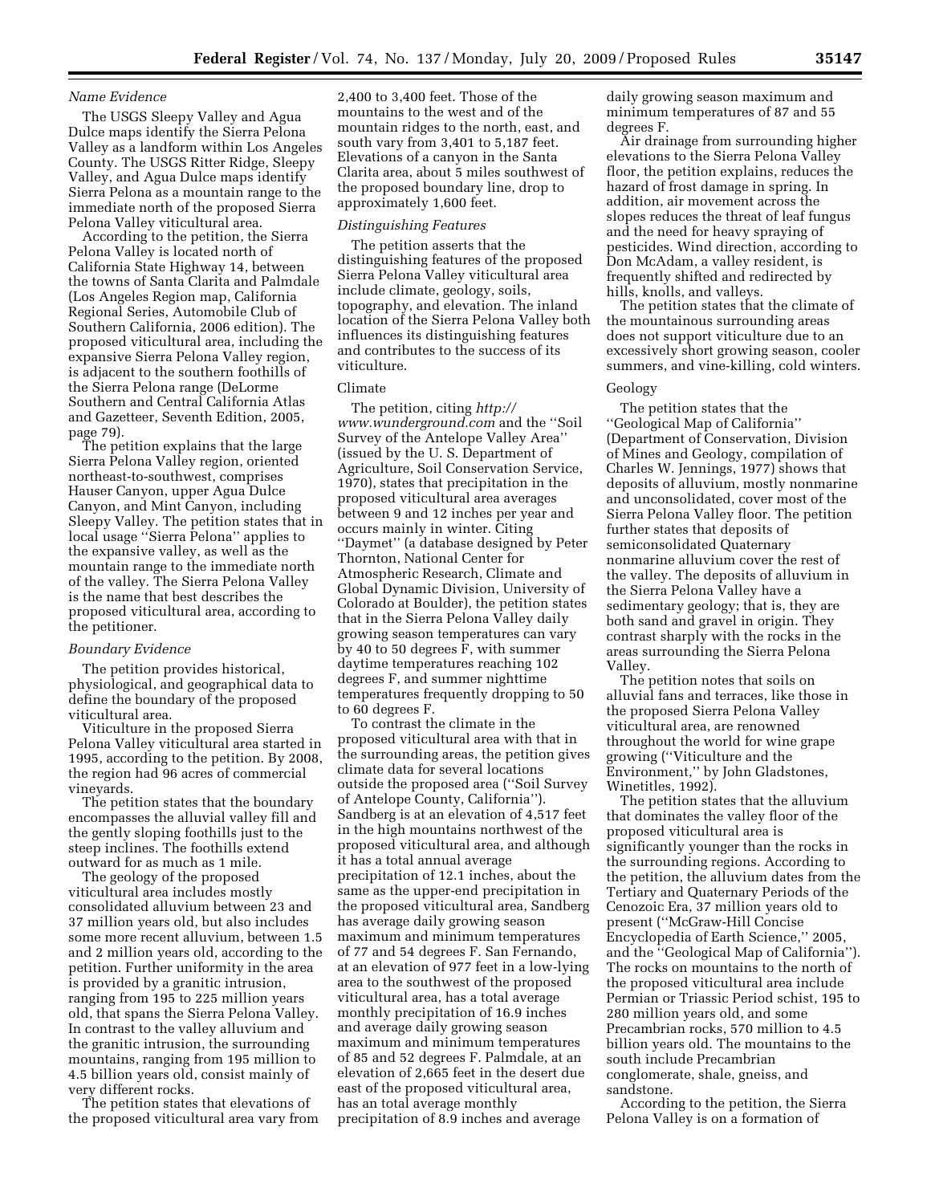*Name Evidence*

The USGS Sleepy Valley and Agua Dulce maps identify the Sierra Pelona Valley as a landform within Los Angeles County. The USGS Ritter Ridge, Sleepy Valley, and Agua Dulce maps identify Sierra Pelona as a mountain range to the immediate north of the proposed Sierra Pelona Valley viticultural area.

According to the petition, the Sierra Pelona Valley is located north of California State Highway 14, between the towns of Santa Clarita and Palmdale (Los Angeles Region map, California Regional Series, Automobile Club of Southern California, 2006 edition). The proposed viticultural area, including the expansive Sierra Pelona Valley region, is adjacent to the southern foothills of the Sierra Pelona range (DeLorme Southern and Central California Atlas and Gazetteer, Seventh Edition, 2005, page 79).

The petition explains that the large Sierra Pelona Valley region, oriented northeast-to-southwest, comprises Hauser Canyon, upper Agua Dulce Canyon, and Mint Canyon, including Sleepy Valley. The petition states that in local usage ''Sierra Pelona'' applies to the expansive valley, as well as the mountain range to the immediate north of the valley. The Sierra Pelona Valley is the name that best describes the proposed viticultural area, according to the petitioner.

*Boundary Evidence*

The petition provides historical, physiological, and geographical data to define the boundary of the proposed viticultural area.

Viticulture in the proposed Sierra Pelona Valley viticultural area started in 1995, according to the petition. By 2008, the region had 96 acres of commercial vineyards.

The petition states that the boundary encompasses the alluvial valley fill and the gently sloping foothills just to the steep inclines. The foothills extend outward for as much as 1 mile.

The geology of the proposed viticultural area includes mostly consolidated alluvium between 23 and 37 million years old, but also includes some more recent alluvium, between 1.5 and 2 million years old, according to the petition. Further uniformity in the area is provided by a granitic intrusion, ranging from 195 to 225 million years old, that spans the Sierra Pelona Valley. In contrast to the valley alluvium and the granitic intrusion, the surrounding mountains, ranging from 195 million to 4.5 billion years old, consist mainly of very different rocks.

The petition states that elevations of the proposed viticultural area vary from 2,400 to 3,400 feet. Those of the mountains to the west and of the mountain ridges to the north, east, and south vary from 3,401 to 5,187 feet. Elevations of a canyon in the Santa Clarita area, about 5 miles southwest of the proposed boundary line, drop to approximately 1,600 feet.

*Distinguishing Features*

The petition asserts that the distinguishing features of the proposed Sierra Pelona Valley viticultural area include climate, geology, soils, topography, and elevation. The inland location of the Sierra Pelona Valley both influences its distinguishing features and contributes to the success of its viticulture.

Climate

The petition, citing *http://www.wunderground.com* and the ''Soil Survey of the Antelope Valley Area'' (issued by the U. S. Department of Agriculture, Soil Conservation Service, 1970), states that precipitation in the proposed viticultural area averages between 9 and 12 inches per year and occurs mainly in winter. Citing ''Daymet'' (a database designed by Peter Thornton, National Center for Atmospheric Research, Climate and Global Dynamic Division, University of Colorado at Boulder), the petition states that in the Sierra Pelona Valley daily growing season temperatures can vary by 40 to 50 degrees F, with summer daytime temperatures reaching 102 degrees F, and summer nighttime temperatures frequently dropping to 50 to 60 degrees F.

To contrast the climate in the proposed viticultural area with that in the surrounding areas, the petition gives climate data for several locations outside the proposed area (''Soil Survey of Antelope County, California''). Sandberg is at an elevation of 4,517 feet in the high mountains northwest of the proposed viticultural area, and although it has a total annual average precipitation of 12.1 inches, about the same as the upper-end precipitation in the proposed viticultural area, Sandberg has average daily growing season maximum and minimum temperatures of 77 and 54 degrees F. San Fernando, at an elevation of 977 feet in a low-lying area to the southwest of the proposed viticultural area, has a total average monthly precipitation of 16.9 inches and average daily growing season maximum and minimum temperatures of 85 and 52 degrees F. Palmdale, at an elevation of 2,665 feet in the desert due east of the proposed viticultural area, has an total average monthly precipitation of 8.9 inches and average daily growing season maximum and minimum temperatures of 87 and 55 degrees F.

Air drainage from surrounding higher elevations to the Sierra Pelona Valley floor, the petition explains, reduces the hazard of frost damage in spring. In addition, air movement across the slopes reduces the threat of leaf fungus and the need for heavy spraying of pesticides. Wind direction, according to Don McAdam, a valley resident, is frequently shifted and redirected by hills, knolls, and valleys.

The petition states that the climate of the mountainous surrounding areas does not support viticulture due to an excessively short growing season, cooler summers, and vine-killing, cold winters.

Geology

The petition states that the ''Geological Map of California'' (Department of Conservation, Division of Mines and Geology, compilation of Charles W. Jennings, 1977) shows that deposits of alluvium, mostly nonmarine and unconsolidated, cover most of the Sierra Pelona Valley floor. The petition further states that deposits of semiconsolidated Quaternary nonmarine alluvium cover the rest of the valley. The deposits of alluvium in the Sierra Pelona Valley have a sedimentary geology; that is, they are both sand and gravel in origin. They contrast sharply with the rocks in the areas surrounding the Sierra Pelona Valley.

The petition notes that soils on alluvial fans and terraces, like those in the proposed Sierra Pelona Valley viticultural area, are renowned throughout the world for wine grape growing (''Viticulture and the Environment,'' by John Gladstones, Winetitles, 1992).

The petition states that the alluvium that dominates the valley floor of the proposed viticultural area is significantly younger than the rocks in the surrounding regions. According to the petition, the alluvium dates from the Tertiary and Quaternary Periods of the Cenozoic Era, 37 million years old to present (''McGraw-Hill Concise Encyclopedia of Earth Science,'' 2005, and the ''Geological Map of California''). The rocks on mountains to the north of the proposed viticultural area include Permian or Triassic Period schist, 195 to 280 million years old, and some Precambrian rocks, 570 million to 4.5 billion years old. The mountains to the south include Precambrian conglomerate, shale, gneiss, and sandstone.

According to the petition, the Sierra Pelona Valley is on a formation of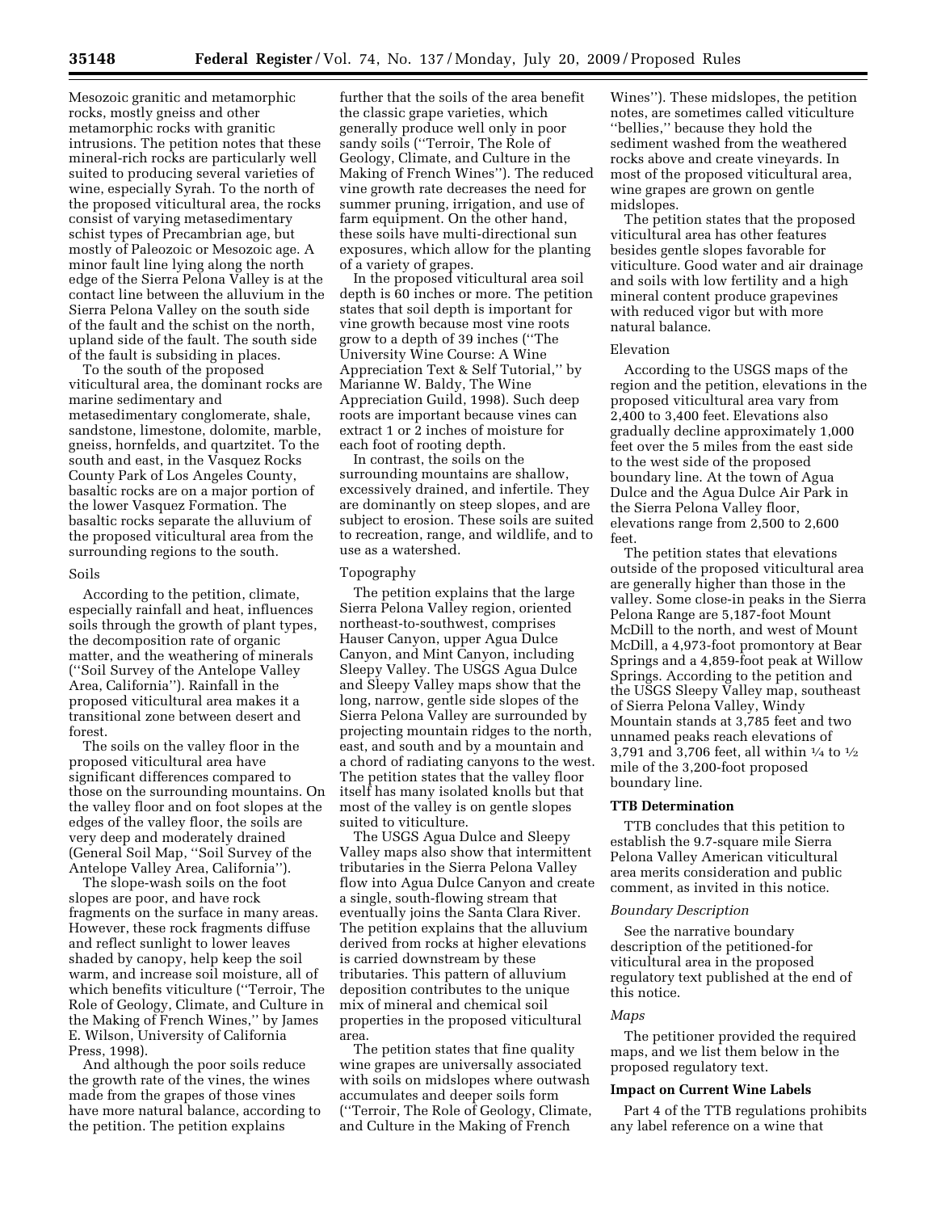Mesozoic granitic and metamorphic rocks, mostly gneiss and other metamorphic rocks with granitic intrusions. The petition notes that these mineral-rich rocks are particularly well suited to producing several varieties of wine, especially Syrah. To the north of the proposed viticultural area, the rocks consist of varying metasedimentary schist types of Precambrian age, but mostly of Paleozoic or Mesozoic age. A minor fault line lying along the north edge of the Sierra Pelona Valley is at the contact line between the alluvium in the Sierra Pelona Valley on the south side of the fault and the schist on the north, upland side of the fault. The south side of the fault is subsiding in places.

To the south of the proposed viticultural area, the dominant rocks are marine sedimentary and metasedimentary conglomerate, shale, sandstone, limestone, dolomite, marble, gneiss, hornfelds, and quartzitet. To the south and east, in the Vasquez Rocks County Park of Los Angeles County, basaltic rocks are on a major portion of the lower Vasquez Formation. The basaltic rocks separate the alluvium of the proposed viticultural area from the surrounding regions to the south.

Soils

According to the petition, climate, especially rainfall and heat, influences soils through the growth of plant types, the decomposition rate of organic matter, and the weathering of minerals (''Soil Survey of the Antelope Valley Area, California''). Rainfall in the proposed viticultural area makes it a transitional zone between desert and forest.

The soils on the valley floor in the proposed viticultural area have significant differences compared to those on the surrounding mountains. On the valley floor and on foot slopes at the edges of the valley floor, the soils are very deep and moderately drained (General Soil Map, ''Soil Survey of the Antelope Valley Area, California'').

The slope-wash soils on the foot slopes are poor, and have rock fragments on the surface in many areas. However, these rock fragments diffuse and reflect sunlight to lower leaves shaded by canopy, help keep the soil warm, and increase soil moisture, all of which benefits viticulture (''Terroir, The Role of Geology, Climate, and Culture in the Making of French Wines,'' by James E. Wilson, University of California Press, 1998).

And although the poor soils reduce the growth rate of the vines, the wines made from the grapes of those vines have more natural balance, according to the petition. The petition explains further that the soils of the area benefit the classic grape varieties, which generally produce well only in poor sandy soils (''Terroir, The Role of Geology, Climate, and Culture in the Making of French Wines''). The reduced vine growth rate decreases the need for summer pruning, irrigation, and use of farm equipment. On the other hand, these soils have multi-directional sun exposures, which allow for the planting of a variety of grapes.

In the proposed viticultural area soil depth is 60 inches or more. The petition states that soil depth is important for vine growth because most vine roots grow to a depth of 39 inches (''The University Wine Course: A Wine Appreciation Text & Self Tutorial,'' by Marianne W. Baldy, The Wine Appreciation Guild, 1998). Such deep roots are important because vines can extract 1 or 2 inches of moisture for each foot of rooting depth.

In contrast, the soils on the surrounding mountains are shallow, excessively drained, and infertile. They are dominantly on steep slopes, and are subject to erosion. These soils are suited to recreation, range, and wildlife, and to use as a watershed.

Topography

The petition explains that the large Sierra Pelona Valley region, oriented northeast-to-southwest, comprises Hauser Canyon, upper Agua Dulce Canyon, and Mint Canyon, including Sleepy Valley. The USGS Agua Dulce and Sleepy Valley maps show that the long, narrow, gentle side slopes of the Sierra Pelona Valley are surrounded by projecting mountain ridges to the north, east, and south and by a mountain and a chord of radiating canyons to the west. The petition states that the valley floor itself has many isolated knolls but that most of the valley is on gentle slopes suited to viticulture.

The USGS Agua Dulce and Sleepy Valley maps also show that intermittent tributaries in the Sierra Pelona Valley flow into Agua Dulce Canyon and create a single, south-flowing stream that eventually joins the Santa Clara River. The petition explains that the alluvium derived from rocks at higher elevations is carried downstream by these tributaries. This pattern of alluvium deposition contributes to the unique mix of mineral and chemical soil properties in the proposed viticultural area.

The petition states that fine quality wine grapes are universally associated with soils on midslopes where outwash accumulates and deeper soils form (''Terroir, The Role of Geology, Climate, and Culture in the Making of French Wines''). These midslopes, the petition notes, are sometimes called viticulture ''bellies,'' because they hold the sediment washed from the weathered rocks above and create vineyards. In most of the proposed viticultural area, wine grapes are grown on gentle midslopes.

The petition states that the proposed viticultural area has other features besides gentle slopes favorable for viticulture. Good water and air drainage and soils with low fertility and a high mineral content produce grapevines with reduced vigor but with more natural balance.

Elevation

According to the USGS maps of the region and the petition, elevations in the proposed viticultural area vary from 2,400 to 3,400 feet. Elevations also gradually decline approximately 1,000 feet over the 5 miles from the east side to the west side of the proposed boundary line. At the town of Agua Dulce and the Agua Dulce Air Park in the Sierra Pelona Valley floor, elevations range from 2,500 to 2,600 feet.

The petition states that elevations outside of the proposed viticultural area are generally higher than those in the valley. Some close-in peaks in the Sierra Pelona Range are 5,187-foot Mount McDill to the north, and west of Mount McDill, a 4,973-foot promontory at Bear Springs and a 4,859-foot peak at Willow Springs. According to the petition and the USGS Sleepy Valley map, southeast of Sierra Pelona Valley, Windy Mountain stands at 3,785 feet and two unnamed peaks reach elevations of 3,791 and 3,706 feet, all within ¼ to ½ mile of the 3,200-foot proposed boundary line.

**TTB Determination**

TTB concludes that this petition to establish the 9.7-square mile Sierra Pelona Valley American viticultural area merits consideration and public comment, as invited in this notice.

*Boundary Description*

See the narrative boundary description of the petitioned-for viticultural area in the proposed regulatory text published at the end of this notice.

*Maps*

The petitioner provided the required maps, and we list them below in the proposed regulatory text.

**Impact on Current Wine Labels**

Part 4 of the TTB regulations prohibits any label reference on a wine that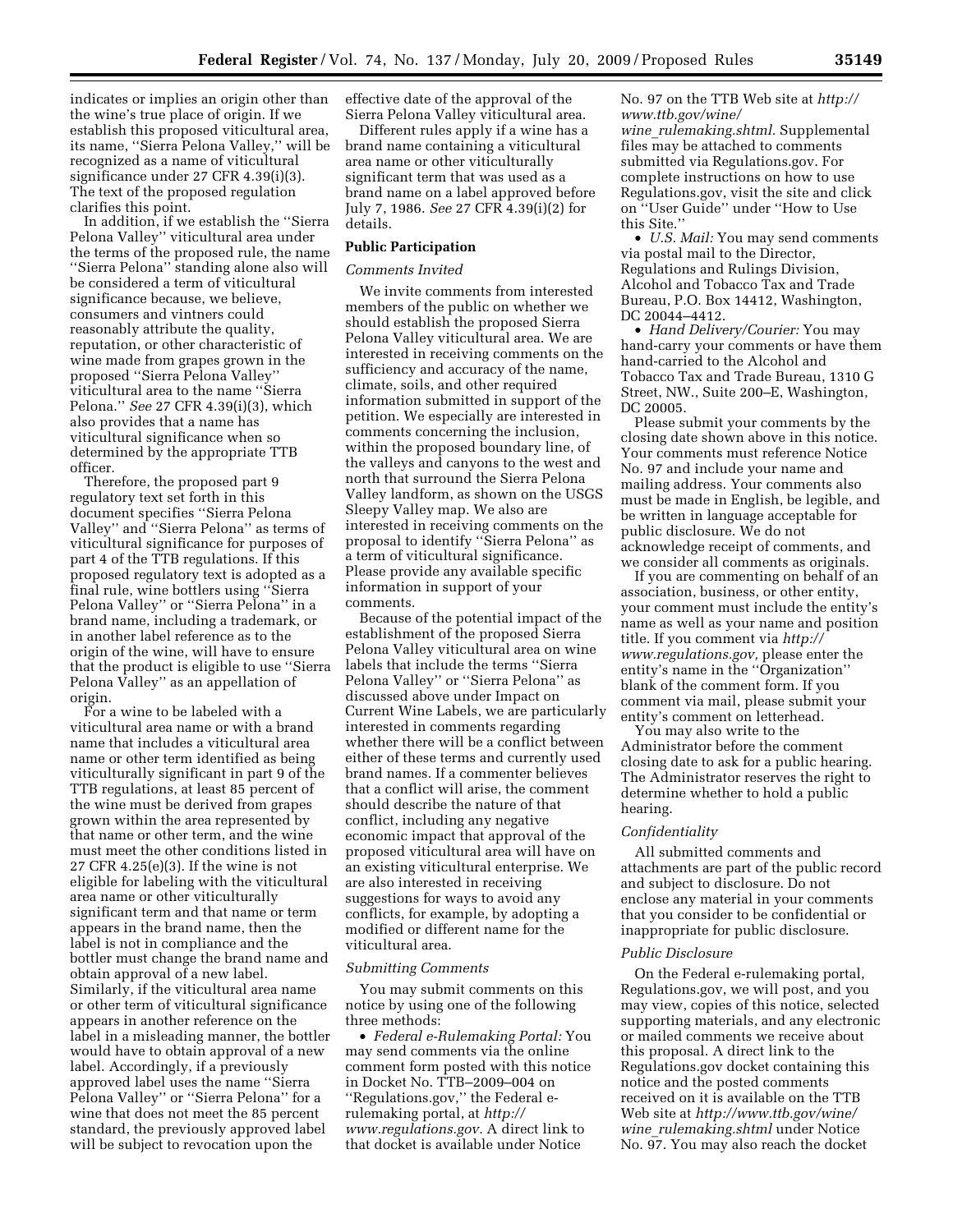indicates or implies an origin other than the wine's true place of origin. If we establish this proposed viticultural area, its name, ''Sierra Pelona Valley,'' will be recognized as a name of viticultural significance under 27 CFR 4.39(i)(3). The text of the proposed regulation clarifies this point.

In addition, if we establish the ''Sierra Pelona Valley'' viticultural area under the terms of the proposed rule, the name ''Sierra Pelona'' standing alone also will be considered a term of viticultural significance because, we believe, consumers and vintners could reasonably attribute the quality, reputation, or other characteristic of wine made from grapes grown in the proposed ''Sierra Pelona Valley'' viticultural area to the name ''Sierra Pelona.'' *See* 27 CFR 4.39(i)(3), which also provides that a name has viticultural significance when so determined by the appropriate TTB officer.

Therefore, the proposed part 9 regulatory text set forth in this document specifies ''Sierra Pelona Valley'' and ''Sierra Pelona'' as terms of viticultural significance for purposes of part 4 of the TTB regulations. If this proposed regulatory text is adopted as a final rule, wine bottlers using ''Sierra Pelona Valley'' or ''Sierra Pelona'' in a brand name, including a trademark, or in another label reference as to the origin of the wine, will have to ensure that the product is eligible to use ''Sierra Pelona Valley'' as an appellation of origin.

For a wine to be labeled with a viticultural area name or with a brand name that includes a viticultural area name or other term identified as being viticulturally significant in part 9 of the TTB regulations, at least 85 percent of the wine must be derived from grapes grown within the area represented by that name or other term, and the wine must meet the other conditions listed in 27 CFR 4.25(e)(3). If the wine is not eligible for labeling with the viticultural area name or other viticulturally significant term and that name or term appears in the brand name, then the label is not in compliance and the bottler must change the brand name and obtain approval of a new label. Similarly, if the viticultural area name or other term of viticultural significance appears in another reference on the label in a misleading manner, the bottler would have to obtain approval of a new label. Accordingly, if a previously approved label uses the name ''Sierra Pelona Valley'' or ''Sierra Pelona'' for a wine that does not meet the 85 percent standard, the previously approved label will be subject to revocation upon the effective date of the approval of the Sierra Pelona Valley viticultural area.

Different rules apply if a wine has a brand name containing a viticultural area name or other viticulturally significant term that was used as a brand name on a label approved before July 7, 1986. *See* 27 CFR 4.39(i)(2) for details.

## Public Participation

### *Comments Invited*

We invite comments from interested members of the public on whether we should establish the proposed Sierra Pelona Valley viticultural area. We are interested in receiving comments on the sufficiency and accuracy of the name, climate, soils, and other required information submitted in support of the petition. We especially are interested in comments concerning the inclusion, within the proposed boundary line, of the valleys and canyons to the west and north that surround the Sierra Pelona Valley landform, as shown on the USGS Sleepy Valley map. We also are interested in receiving comments on the proposal to identify ''Sierra Pelona'' as a term of viticultural significance. Please provide any available specific information in support of your comments.

Because of the potential impact of the establishment of the proposed Sierra Pelona Valley viticultural area on wine labels that include the terms ''Sierra Pelona Valley'' or ''Sierra Pelona'' as discussed above under Impact on Current Wine Labels, we are particularly interested in comments regarding whether there will be a conflict between either of these terms and currently used brand names. If a commenter believes that a conflict will arise, the comment should describe the nature of that conflict, including any negative economic impact that approval of the proposed viticultural area will have on an existing viticultural enterprise. We are also interested in receiving suggestions for ways to avoid any conflicts, for example, by adopting a modified or different name for the viticultural area.

### *Submitting Comments*

You may submit comments on this notice by using one of the following three methods:

- *Federal e-Rulemaking Portal:* You may send comments via the online comment form posted with this notice in Docket No. TTB–2009–004 on ''Regulations.gov,'' the Federal e-rulemaking portal, at *http://www.regulations.gov.* A direct link to that docket is available under Notice No. 97 on the TTB Web site at *http://www.ttb.gov/wine/wine_rulemaking.shtml.* Supplemental files may be attached to comments submitted via Regulations.gov. For complete instructions on how to use Regulations.gov, visit the site and click on ''User Guide'' under ''How to Use this Site.''
- *U.S. Mail:* You may send comments via postal mail to the Director, Regulations and Rulings Division, Alcohol and Tobacco Tax and Trade Bureau, P.O. Box 14412, Washington, DC 20044–4412.
- *Hand Delivery/Courier:* You may hand-carry your comments or have them hand-carried to the Alcohol and Tobacco Tax and Trade Bureau, 1310 G Street, NW., Suite 200–E, Washington, DC 20005.

Please submit your comments by the closing date shown above in this notice. Your comments must reference Notice No. 97 and include your name and mailing address. Your comments also must be made in English, be legible, and be written in language acceptable for public disclosure. We do not acknowledge receipt of comments, and we consider all comments as originals.

If you are commenting on behalf of an association, business, or other entity, your comment must include the entity's name as well as your name and position title. If you comment via *http://www.regulations.gov,* please enter the entity's name in the ''Organization'' blank of the comment form. If you comment via mail, please submit your entity's comment on letterhead.

You may also write to the Administrator before the comment closing date to ask for a public hearing. The Administrator reserves the right to determine whether to hold a public hearing.

### *Confidentiality*

All submitted comments and attachments are part of the public record and subject to disclosure. Do not enclose any material in your comments that you consider to be confidential or inappropriate for public disclosure.

### *Public Disclosure*

On the Federal e-rulemaking portal, Regulations.gov, we will post, and you may view, copies of this notice, selected supporting materials, and any electronic or mailed comments we receive about this proposal. A direct link to the Regulations.gov docket containing this notice and the posted comments received on it is available on the TTB Web site at *http://www.ttb.gov/wine/wine_rulemaking.shtml* under Notice No. 97. You may also reach the docket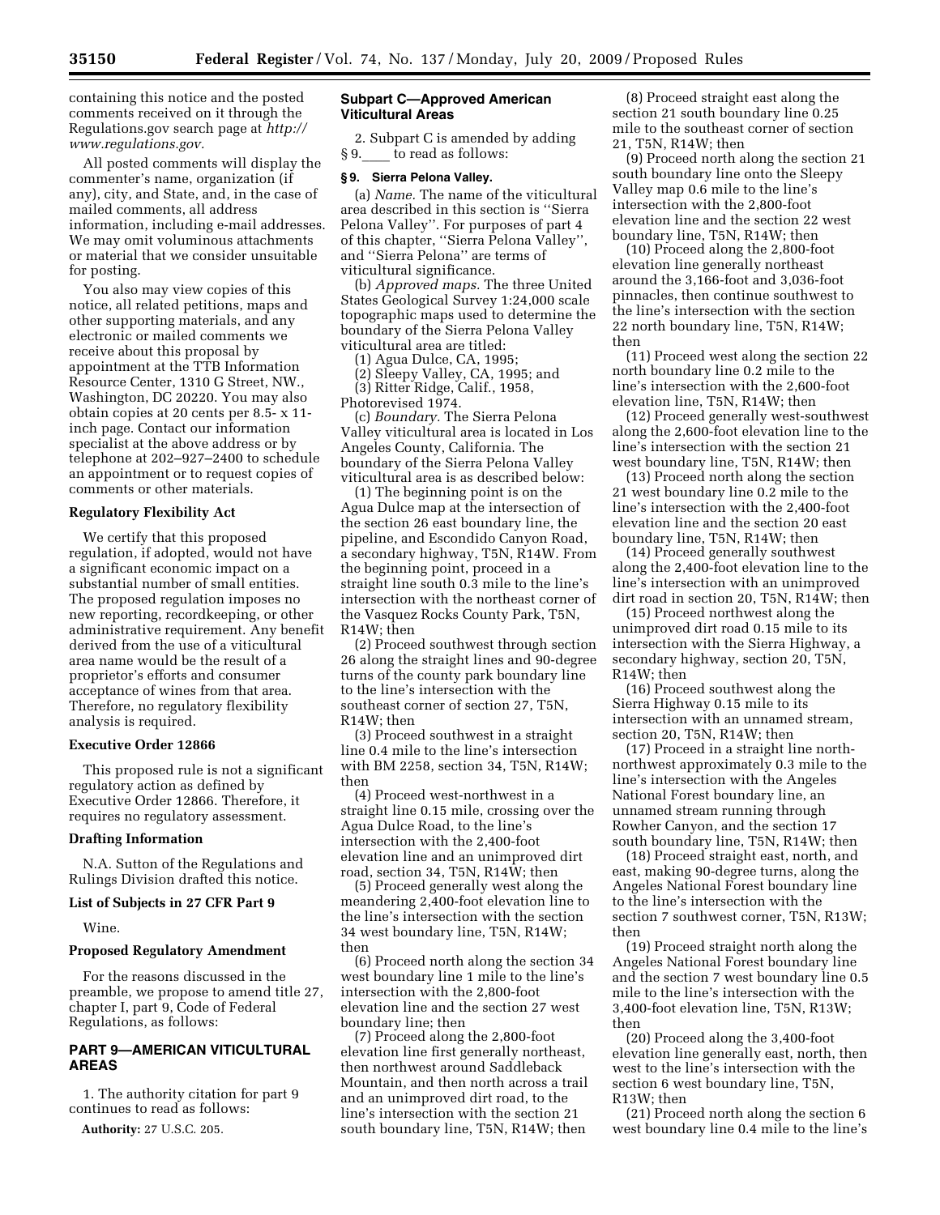containing this notice and the posted comments received on it through the Regulations.gov search page at *http://www.regulations.gov.*

All posted comments will display the commenter's name, organization (if any), city, and State, and, in the case of mailed comments, all address information, including e-mail addresses. We may omit voluminous attachments or material that we consider unsuitable for posting.

You also may view copies of this notice, all related petitions, maps and other supporting materials, and any electronic or mailed comments we receive about this proposal by appointment at the TTB Information Resource Center, 1310 G Street, NW., Washington, DC 20220. You may also obtain copies at 20 cents per 8.5- x 11-inch page. Contact our information specialist at the above address or by telephone at 202–927–2400 to schedule an appointment or to request copies of comments or other materials.

### Regulatory Flexibility Act

We certify that this proposed regulation, if adopted, would not have a significant economic impact on a substantial number of small entities. The proposed regulation imposes no new reporting, recordkeeping, or other administrative requirement. Any benefit derived from the use of a viticultural area name would be the result of a proprietor's efforts and consumer acceptance of wines from that area. Therefore, no regulatory flexibility analysis is required.

### Executive Order 12866

This proposed rule is not a significant regulatory action as defined by Executive Order 12866. Therefore, it requires no regulatory assessment.

### Drafting Information

N.A. Sutton of the Regulations and Rulings Division drafted this notice.

### List of Subjects in 27 CFR Part 9

Wine.

### Proposed Regulatory Amendment

For the reasons discussed in the preamble, we propose to amend title 27, chapter I, part 9, Code of Federal Regulations, as follows:

## PART 9—AMERICAN VITICULTURAL AREAS

1. The authority citation for part 9 continues to read as follows:

**Authority:** 27 U.S.C. 205.

### Subpart C—Approved American Viticultural Areas

2. Subpart C is amended by adding § 9.____ to read as follows:

**§ 9. Sierra Pelona Valley.**

(a) *Name.* The name of the viticultural area described in this section is "Sierra Pelona Valley". For purposes of part 4 of this chapter, "Sierra Pelona Valley", and "Sierra Pelona" are terms of viticultural significance.

(b) *Approved maps.* The three United States Geological Survey 1:24,000 scale topographic maps used to determine the boundary of the Sierra Pelona Valley viticultural area are titled:

(1) Agua Dulce, CA, 1995;

(2) Sleepy Valley, CA, 1995; and

(3) Ritter Ridge, Calif., 1958, Photorevised 1974.

(c) *Boundary.* The Sierra Pelona Valley viticultural area is located in Los Angeles County, California. The boundary of the Sierra Pelona Valley viticultural area is as described below:

(1) The beginning point is on the Agua Dulce map at the intersection of the section 26 east boundary line, the pipeline, and Escondido Canyon Road, a secondary highway, T5N, R14W. From the beginning point, proceed in a straight line south 0.3 mile to the line's intersection with the northeast corner of the Vasquez Rocks County Park, T5N, R14W; then

(2) Proceed southwest through section 26 along the straight lines and 90-degree turns of the county park boundary line to the line's intersection with the southeast corner of section 27, T5N, R14W; then

(3) Proceed southwest in a straight line 0.4 mile to the line's intersection with BM 2258, section 34, T5N, R14W; then

(4) Proceed west-northwest in a straight line 0.15 mile, crossing over the Agua Dulce Road, to the line's intersection with the 2,400-foot elevation line and an unimproved dirt road, section 34, T5N, R14W; then

(5) Proceed generally west along the meandering 2,400-foot elevation line to the line's intersection with the section 34 west boundary line, T5N, R14W; then

(6) Proceed north along the section 34 west boundary line 1 mile to the line's intersection with the 2,800-foot elevation line and the section 27 west boundary line; then

(7) Proceed along the 2,800-foot elevation line first generally northeast, then northwest around Saddleback Mountain, and then north across a trail and an unimproved dirt road, to the line's intersection with the section 21 south boundary line, T5N, R14W; then

(8) Proceed straight east along the section 21 south boundary line 0.25 mile to the southeast corner of section 21, T5N, R14W; then

(9) Proceed north along the section 21 south boundary line onto the Sleepy Valley map 0.6 mile to the line's intersection with the 2,800-foot elevation line and the section 22 west boundary line, T5N, R14W; then

(10) Proceed along the 2,800-foot elevation line generally northeast around the 3,166-foot and 3,036-foot pinnacles, then continue southwest to the line's intersection with the section 22 north boundary line, T5N, R14W; then

(11) Proceed west along the section 22 north boundary line 0.2 mile to the line's intersection with the 2,600-foot elevation line, T5N, R14W; then

(12) Proceed generally west-southwest along the 2,600-foot elevation line to the line's intersection with the section 21 west boundary line, T5N, R14W; then

(13) Proceed north along the section 21 west boundary line 0.2 mile to the line's intersection with the 2,400-foot elevation line and the section 20 east boundary line, T5N, R14W; then

(14) Proceed generally southwest along the 2,400-foot elevation line to the line's intersection with an unimproved dirt road in section 20, T5N, R14W; then

(15) Proceed northwest along the unimproved dirt road 0.15 mile to its intersection with the Sierra Highway, a secondary highway, section 20, T5N, R14W; then

(16) Proceed southwest along the Sierra Highway 0.15 mile to its intersection with an unnamed stream, section 20, T5N, R14W; then

(17) Proceed in a straight line north-northwest approximately 0.3 mile to the line's intersection with the Angeles National Forest boundary line, an unnamed stream running through Rowher Canyon, and the section 17 south boundary line, T5N, R14W; then

(18) Proceed straight east, north, and east, making 90-degree turns, along the Angeles National Forest boundary line to the line's intersection with the section 7 southwest corner, T5N, R13W; then

(19) Proceed straight north along the Angeles National Forest boundary line and the section 7 west boundary line 0.5 mile to the line's intersection with the 3,400-foot elevation line, T5N, R13W; then

(20) Proceed along the 3,400-foot elevation line generally east, north, then west to the line's intersection with the section 6 west boundary line, T5N, R13W; then

(21) Proceed north along the section 6 west boundary line 0.4 mile to the line's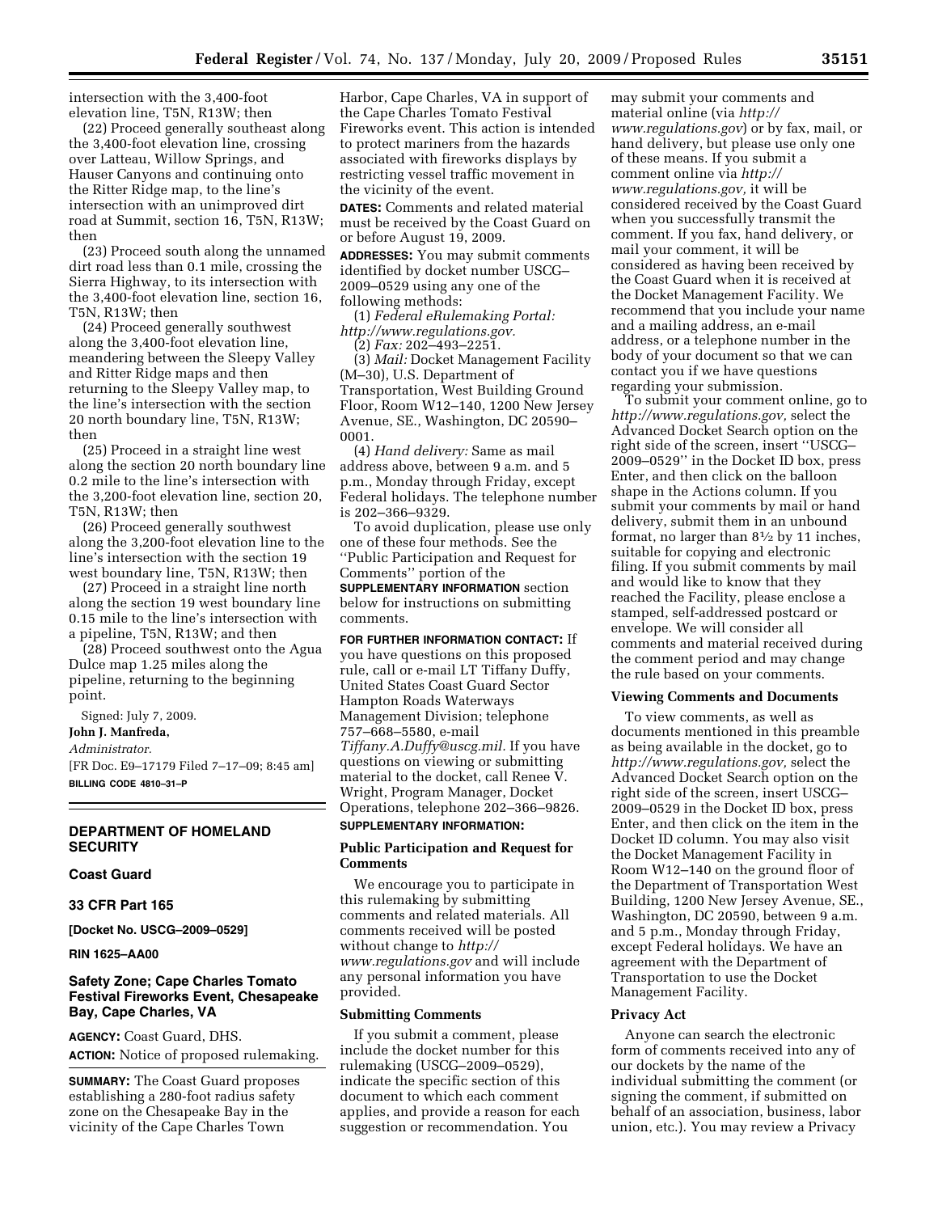intersection with the 3,400-foot elevation line, T5N, R13W; then

(22) Proceed generally southeast along the 3,400-foot elevation line, crossing over Latteau, Willow Springs, and Hauser Canyons and continuing onto the Ritter Ridge map, to the line's intersection with an unimproved dirt road at Summit, section 16, T5N, R13W; then

(23) Proceed south along the unnamed dirt road less than 0.1 mile, crossing the Sierra Highway, to its intersection with the 3,400-foot elevation line, section 16, T5N, R13W; then

(24) Proceed generally southwest along the 3,400-foot elevation line, meandering between the Sleepy Valley and Ritter Ridge maps and then returning to the Sleepy Valley map, to the line's intersection with the section 20 north boundary line, T5N, R13W; then

(25) Proceed in a straight line west along the section 20 north boundary line 0.2 mile to the line's intersection with the 3,200-foot elevation line, section 20, T5N, R13W; then

(26) Proceed generally southwest along the 3,200-foot elevation line to the line's intersection with the section 19 west boundary line, T5N, R13W; then

(27) Proceed in a straight line north along the section 19 west boundary line 0.15 mile to the line's intersection with a pipeline, T5N, R13W; and then

(28) Proceed southwest onto the Agua Dulce map 1.25 miles along the pipeline, returning to the beginning point.

Signed: July 7, 2009.

**John J. Manfreda,**

*Administrator.*

[FR Doc. E9–17179 Filed 7–17–09; 8:45 am]

**BILLING CODE 4810–31–P**

---

## DEPARTMENT OF HOMELAND SECURITY

### Coast Guard

### 33 CFR Part 165

**[Docket No. USCG–2009–0529]**

**RIN 1625–AA00**

## Safety Zone; Cape Charles Tomato Festival Fireworks Event, Chesapeake Bay, Cape Charles, VA

**AGENCY:** Coast Guard, DHS.

**ACTION:** Notice of proposed rulemaking.

**SUMMARY:** The Coast Guard proposes establishing a 280-foot radius safety zone on the Chesapeake Bay in the vicinity of the Cape Charles Town Harbor, Cape Charles, VA in support of the Cape Charles Tomato Festival Fireworks event. This action is intended to protect mariners from the hazards associated with fireworks displays by restricting vessel traffic movement in the vicinity of the event.

**DATES:** Comments and related material must be received by the Coast Guard on or before August 19, 2009.

**ADDRESSES:** You may submit comments identified by docket number USCG–2009–0529 using any one of the following methods:

(1) *Federal eRulemaking Portal: http://www.regulations.gov.*

(2) *Fax:* 202–493–2251.

(3) *Mail:* Docket Management Facility (M–30), U.S. Department of Transportation, West Building Ground Floor, Room W12–140, 1200 New Jersey Avenue, SE., Washington, DC 20590–0001.

(4) *Hand delivery:* Same as mail address above, between 9 a.m. and 5 p.m., Monday through Friday, except Federal holidays. The telephone number is 202–366–9329.

To avoid duplication, please use only one of these four methods. See the ''Public Participation and Request for Comments'' portion of the **SUPPLEMENTARY INFORMATION** section below for instructions on submitting comments.

**FOR FURTHER INFORMATION CONTACT:** If you have questions on this proposed rule, call or e-mail LT Tiffany Duffy, United States Coast Guard Sector Hampton Roads Waterways Management Division; telephone 757–668–5580, e-mail *Tiffany.A.Duffy@uscg.mil.* If you have questions on viewing or submitting material to the docket, call Renee V. Wright, Program Manager, Docket Operations, telephone 202–366–9826.

**SUPPLEMENTARY INFORMATION:**

### Public Participation and Request for Comments

We encourage you to participate in this rulemaking by submitting comments and related materials. All comments received will be posted without change to *http://www.regulations.gov* and will include any personal information you have provided.

### Submitting Comments

If you submit a comment, please include the docket number for this rulemaking (USCG–2009–0529), indicate the specific section of this document to which each comment applies, and provide a reason for each suggestion or recommendation. You may submit your comments and material online (via *http://www.regulations.gov*) or by fax, mail, or hand delivery, but please use only one of these means. If you submit a comment online via *http://www.regulations.gov,* it will be considered received by the Coast Guard when you successfully transmit the comment. If you fax, hand delivery, or mail your comment, it will be considered as having been received by the Coast Guard when it is received at the Docket Management Facility. We recommend that you include your name and a mailing address, an e-mail address, or a telephone number in the body of your document so that we can contact you if we have questions regarding your submission.

To submit your comment online, go to *http://www.regulations.gov,* select the Advanced Docket Search option on the right side of the screen, insert ''USCG–2009–0529'' in the Docket ID box, press Enter, and then click on the balloon shape in the Actions column. If you submit your comments by mail or hand delivery, submit them in an unbound format, no larger than 8½ by 11 inches, suitable for copying and electronic filing. If you submit comments by mail and would like to know that they reached the Facility, please enclose a stamped, self-addressed postcard or envelope. We will consider all comments and material received during the comment period and may change the rule based on your comments.

### Viewing Comments and Documents

To view comments, as well as documents mentioned in this preamble as being available in the docket, go to *http://www.regulations.gov,* select the Advanced Docket Search option on the right side of the screen, insert USCG–2009–0529 in the Docket ID box, press Enter, and then click on the item in the Docket ID column. You may also visit the Docket Management Facility in Room W12–140 on the ground floor of the Department of Transportation West Building, 1200 New Jersey Avenue, SE., Washington, DC 20590, between 9 a.m. and 5 p.m., Monday through Friday, except Federal holidays. We have an agreement with the Department of Transportation to use the Docket Management Facility.

### Privacy Act

Anyone can search the electronic form of comments received into any of our dockets by the name of the individual submitting the comment (or signing the comment, if submitted on behalf of an association, business, labor union, etc.). You may review a Privacy